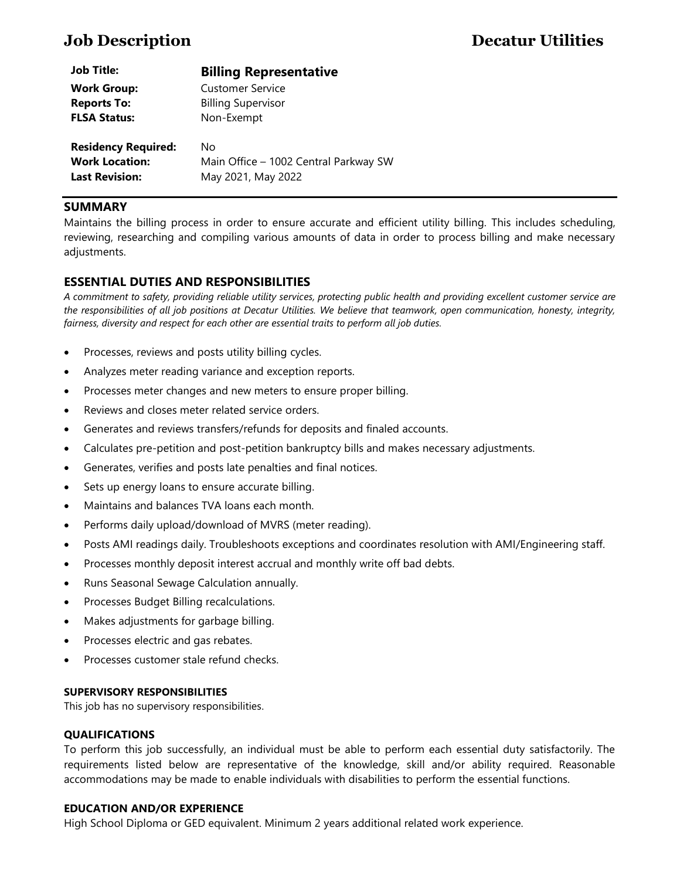# Job Description — Decatur Utilities

| | |
|---|---|
| **Job Title:** | **Billing Representative** |
| **Work Group:** | Customer Service |
| **Reports To:** | Billing Supervisor |
| **FLSA Status:** | Non-Exempt |
| **Residency Required:** | No |
| **Work Location:** | Main Office – 1002 Central Parkway SW |
| **Last Revision:** | May 2021, May 2022 |

## SUMMARY

Maintains the billing process in order to ensure accurate and efficient utility billing. This includes scheduling, reviewing, researching and compiling various amounts of data in order to process billing and make necessary adjustments.

## ESSENTIAL DUTIES AND RESPONSIBILITIES

*A commitment to safety, providing reliable utility services, protecting public health and providing excellent customer service are the responsibilities of all job positions at Decatur Utilities. We believe that teamwork, open communication, honesty, integrity, fairness, diversity and respect for each other are essential traits to perform all job duties.*

- Processes, reviews and posts utility billing cycles.
- Analyzes meter reading variance and exception reports.
- Processes meter changes and new meters to ensure proper billing.
- Reviews and closes meter related service orders.
- Generates and reviews transfers/refunds for deposits and finaled accounts.
- Calculates pre-petition and post-petition bankruptcy bills and makes necessary adjustments.
- Generates, verifies and posts late penalties and final notices.
- Sets up energy loans to ensure accurate billing.
- Maintains and balances TVA loans each month.
- Performs daily upload/download of MVRS (meter reading).
- Posts AMI readings daily. Troubleshoots exceptions and coordinates resolution with AMI/Engineering staff.
- Processes monthly deposit interest accrual and monthly write off bad debts.
- Runs Seasonal Sewage Calculation annually.
- Processes Budget Billing recalculations.
- Makes adjustments for garbage billing.
- Processes electric and gas rebates.
- Processes customer stale refund checks.

### SUPERVISORY RESPONSIBILITIES

This job has no supervisory responsibilities.

### QUALIFICATIONS

To perform this job successfully, an individual must be able to perform each essential duty satisfactorily. The requirements listed below are representative of the knowledge, skill and/or ability required. Reasonable accommodations may be made to enable individuals with disabilities to perform the essential functions.

### EDUCATION AND/OR EXPERIENCE

High School Diploma or GED equivalent. Minimum 2 years additional related work experience.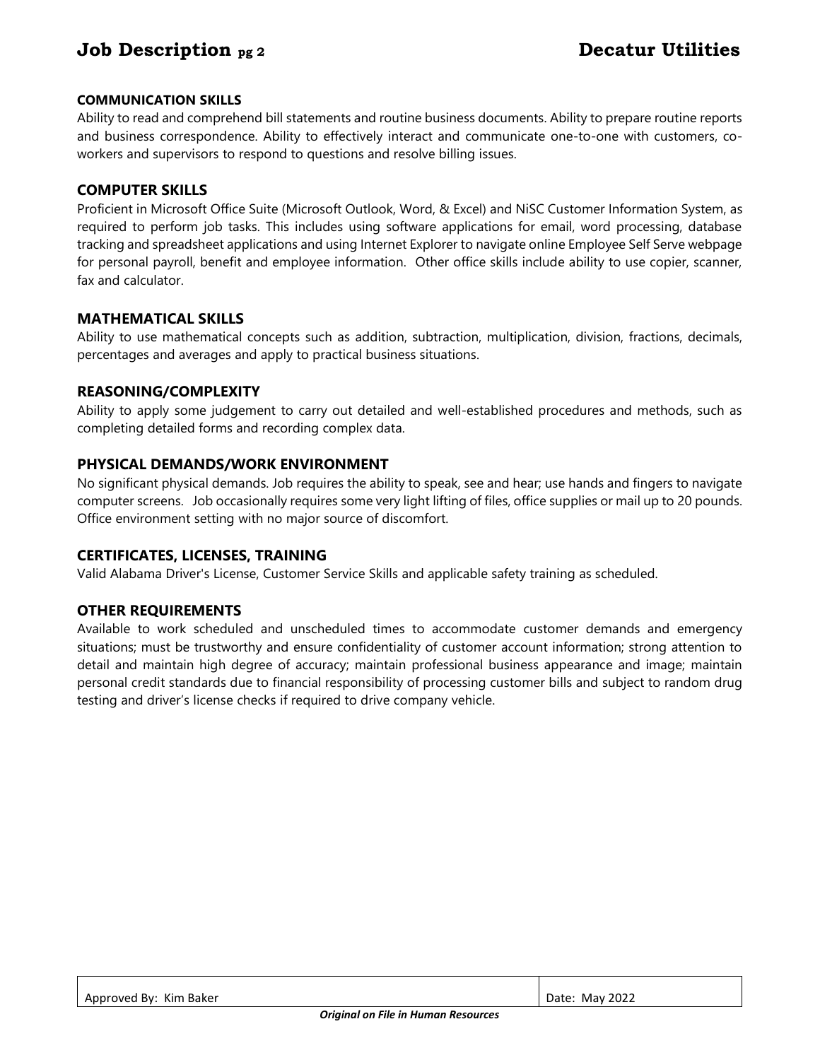## COMMUNICATION SKILLS

Ability to read and comprehend bill statements and routine business documents. Ability to prepare routine reports and business correspondence. Ability to effectively interact and communicate one-to-one with customers, co-workers and supervisors to respond to questions and resolve billing issues.

## COMPUTER SKILLS

Proficient in Microsoft Office Suite (Microsoft Outlook, Word, & Excel) and NiSC Customer Information System, as required to perform job tasks. This includes using software applications for email, word processing, database tracking and spreadsheet applications and using Internet Explorer to navigate online Employee Self Serve webpage for personal payroll, benefit and employee information. Other office skills include ability to use copier, scanner, fax and calculator.

## MATHEMATICAL SKILLS

Ability to use mathematical concepts such as addition, subtraction, multiplication, division, fractions, decimals, percentages and averages and apply to practical business situations.

## REASONING/COMPLEXITY

Ability to apply some judgement to carry out detailed and well-established procedures and methods, such as completing detailed forms and recording complex data.

## PHYSICAL DEMANDS/WORK ENVIRONMENT

No significant physical demands. Job requires the ability to speak, see and hear; use hands and fingers to navigate computer screens. Job occasionally requires some very light lifting of files, office supplies or mail up to 20 pounds. Office environment setting with no major source of discomfort.

## CERTIFICATES, LICENSES, TRAINING

Valid Alabama Driver's License, Customer Service Skills and applicable safety training as scheduled.

## OTHER REQUIREMENTS

Available to work scheduled and unscheduled times to accommodate customer demands and emergency situations; must be trustworthy and ensure confidentiality of customer account information; strong attention to detail and maintain high degree of accuracy; maintain professional business appearance and image; maintain personal credit standards due to financial responsibility of processing customer bills and subject to random drug testing and driver's license checks if required to drive company vehicle.

| | |
|---|---|
| Approved By: Kim Baker | Date: May 2022 |

***Original on File in Human Resources***